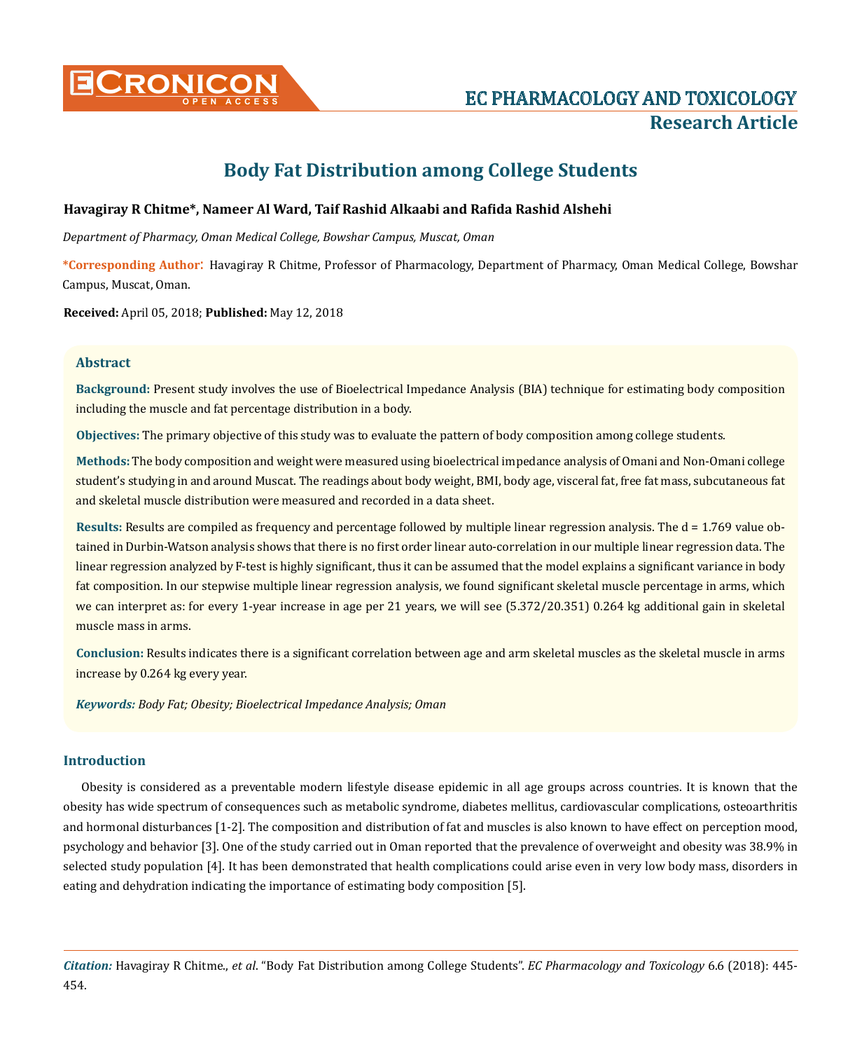**Research Article**

# Body Fat Distribution among College Students

**Havagiray R Chitme\*, Nameer Al Ward, Taif Rashid Alkaabi and Rafida Rashid Alshehi**

*Department of Pharmacy, Oman Medical College, Bowshar Campus, Muscat, Oman*

**\*Corresponding Author**: Havagiray R Chitme, Professor of Pharmacology, Department of Pharmacy, Oman Medical College, Bowshar Campus, Muscat, Oman.

**Received:** April 05, 2018; **Published:** May 12, 2018

## Abstract

**Background:** Present study involves the use of Bioelectrical Impedance Analysis (BIA) technique for estimating body composition including the muscle and fat percentage distribution in a body.

**Objectives:** The primary objective of this study was to evaluate the pattern of body composition among college students.

**Methods:** The body composition and weight were measured using bioelectrical impedance analysis of Omani and Non-Omani college student's studying in and around Muscat. The readings about body weight, BMI, body age, visceral fat, free fat mass, subcutaneous fat and skeletal muscle distribution were measured and recorded in a data sheet.

**Results:** Results are compiled as frequency and percentage followed by multiple linear regression analysis. The d = 1.769 value obtained in Durbin-Watson analysis shows that there is no first order linear auto-correlation in our multiple linear regression data. The linear regression analyzed by F-test is highly significant, thus it can be assumed that the model explains a significant variance in body fat composition. In our stepwise multiple linear regression analysis, we found significant skeletal muscle percentage in arms, which we can interpret as: for every 1-year increase in age per 21 years, we will see (5.372/20.351) 0.264 kg additional gain in skeletal muscle mass in arms.

**Conclusion:** Results indicates there is a significant correlation between age and arm skeletal muscles as the skeletal muscle in arms increase by 0.264 kg every year.

***Keywords:*** *Body Fat; Obesity; Bioelectrical Impedance Analysis; Oman*

## Introduction

Obesity is considered as a preventable modern lifestyle disease epidemic in all age groups across countries. It is known that the obesity has wide spectrum of consequences such as metabolic syndrome, diabetes mellitus, cardiovascular complications, osteoarthritis and hormonal disturbances [1-2]. The composition and distribution of fat and muscles is also known to have effect on perception mood, psychology and behavior [3]. One of the study carried out in Oman reported that the prevalence of overweight and obesity was 38.9% in selected study population [4]. It has been demonstrated that health complications could arise even in very low body mass, disorders in eating and dehydration indicating the importance of estimating body composition [5].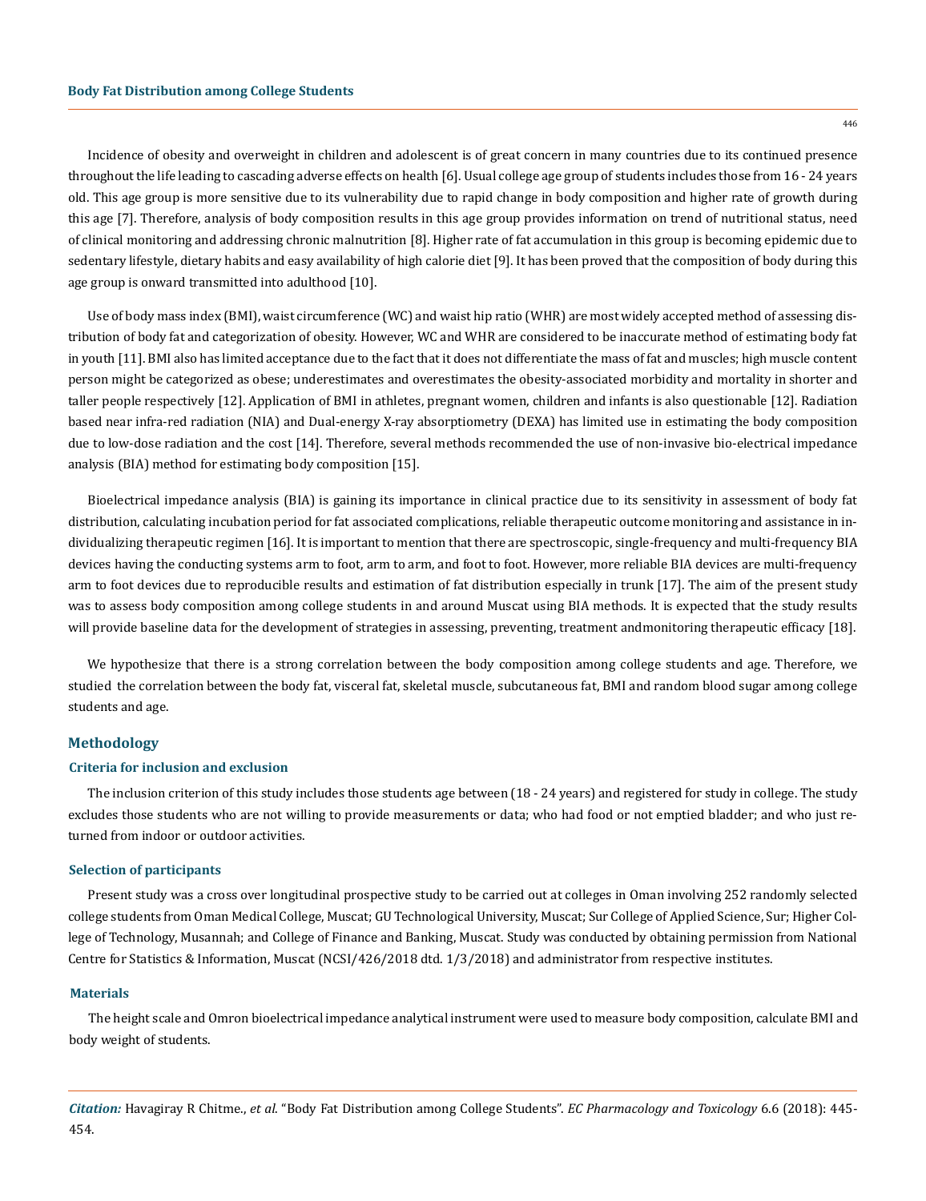Incidence of obesity and overweight in children and adolescent is of great concern in many countries due to its continued presence throughout the life leading to cascading adverse effects on health [6]. Usual college age group of students includes those from 16 - 24 years old. This age group is more sensitive due to its vulnerability due to rapid change in body composition and higher rate of growth during this age [7]. Therefore, analysis of body composition results in this age group provides information on trend of nutritional status, need of clinical monitoring and addressing chronic malnutrition [8]. Higher rate of fat accumulation in this group is becoming epidemic due to sedentary lifestyle, dietary habits and easy availability of high calorie diet [9]. It has been proved that the composition of body during this age group is onward transmitted into adulthood [10].

Use of body mass index (BMI), waist circumference (WC) and waist hip ratio (WHR) are most widely accepted method of assessing distribution of body fat and categorization of obesity. However, WC and WHR are considered to be inaccurate method of estimating body fat in youth [11]. BMI also has limited acceptance due to the fact that it does not differentiate the mass of fat and muscles; high muscle content person might be categorized as obese; underestimates and overestimates the obesity-associated morbidity and mortality in shorter and taller people respectively [12]. Application of BMI in athletes, pregnant women, children and infants is also questionable [12]. Radiation based near infra-red radiation (NIA) and Dual-energy X-ray absorptiometry (DEXA) has limited use in estimating the body composition due to low-dose radiation and the cost [14]. Therefore, several methods recommended the use of non-invasive bio-electrical impedance analysis (BIA) method for estimating body composition [15].

Bioelectrical impedance analysis (BIA) is gaining its importance in clinical practice due to its sensitivity in assessment of body fat distribution, calculating incubation period for fat associated complications, reliable therapeutic outcome monitoring and assistance in individualizing therapeutic regimen [16]. It is important to mention that there are spectroscopic, single-frequency and multi-frequency BIA devices having the conducting systems arm to foot, arm to arm, and foot to foot. However, more reliable BIA devices are multi-frequency arm to foot devices due to reproducible results and estimation of fat distribution especially in trunk [17]. The aim of the present study was to assess body composition among college students in and around Muscat using BIA methods. It is expected that the study results will provide baseline data for the development of strategies in assessing, preventing, treatment andmonitoring therapeutic efficacy [18].

We hypothesize that there is a strong correlation between the body composition among college students and age. Therefore, we studied the correlation between the body fat, visceral fat, skeletal muscle, subcutaneous fat, BMI and random blood sugar among college students and age.

## Methodology

### Criteria for inclusion and exclusion

The inclusion criterion of this study includes those students age between (18 - 24 years) and registered for study in college. The study excludes those students who are not willing to provide measurements or data; who had food or not emptied bladder; and who just returned from indoor or outdoor activities.

### Selection of participants

Present study was a cross over longitudinal prospective study to be carried out at colleges in Oman involving 252 randomly selected college students from Oman Medical College, Muscat; GU Technological University, Muscat; Sur College of Applied Science, Sur; Higher College of Technology, Musannah; and College of Finance and Banking, Muscat. Study was conducted by obtaining permission from National Centre for Statistics & Information, Muscat (NCSI/426/2018 dtd. 1/3/2018) and administrator from respective institutes.

### Materials

The height scale and Omron bioelectrical impedance analytical instrument were used to measure body composition, calculate BMI and body weight of students.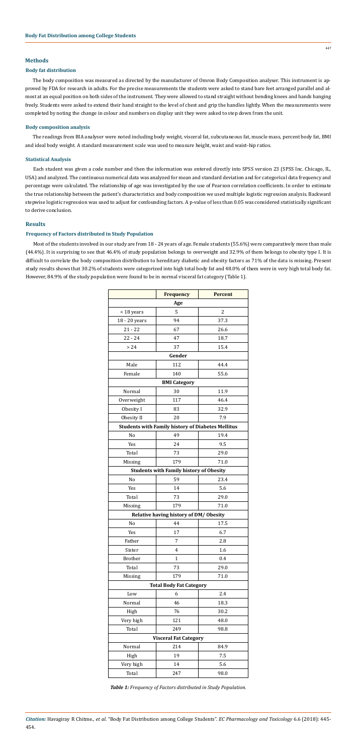## Methods

### Body fat distribution

The body composition was measured as directed by the manufacturer of Omron Body Composition analyser. This instrument is approved by FDA for research in adults. For the precise measurements the students were asked to stand bare feet arranged parallel and almost at an equal position on both sides of the instrument. They were allowed to stand straight without bending knees and hands hanging freely. Students were asked to extend their hand straight to the level of chest and grip the handles lightly. When the measurements were completed by noting the change in colour and numbers on display unit they were asked to step down from the unit.

### Body composition analysis

The readings from BIA analyser were noted including body weight, visceral fat, subcutaneous fat, muscle mass, percent body fat, BMI and ideal body weight. A standard measurement scale was used to measure height, waist and waist-hip ratios.

### Statistical Analysis

Each student was given a code number and then the information was entered directly into SPSS version 23 (SPSS Inc. Chicago, IL, USA) and analyzed. The continuous numerical data was analyzed for mean and standard deviation and for categorical data frequency and percentage were calculated. The relationship of age was investigated by the use of Pearson correlation coefficients. In order to estimate the true relationship between the patient's characteristics and body composition we used multiple logistic regression analysis. Backward stepwise logistic regression was used to adjust for confounding factors. A p-value of less than 0.05 was considered statistically significant to derive conclusion.

## Results

### Frequency of Factors distributed in Study Population

Most of the students involved in our study are from 18 - 24 years of age. Female students (55.6%) were comparatively more than male (44.4%). It is surprising to see that 46.4% of study population belongs to overweight and 32.9% of them belongs to obesity type I. It is difficult to correlate the body composition distribution to hereditary diabetic and obesity factors as 71% of the data is missing. Present study results shows that 30.2% of students were categorized into high total body fat and 48.0% of them were in very high total body fat. However, 84.9% of the study population were found to be in normal visceral fat category (Table 1).

| | Frequency | Percent |
|---|---|---|
| **Age** | | |
| < 18 years | 5 | 2 |
| 18 - 20 years | 94 | 37.3 |
| 21 - 22 | 67 | 26.6 |
| 22 - 24 | 47 | 18.7 |
| > 24 | 37 | 15.4 |
| **Gender** | | |
| Male | 112 | 44.4 |
| Female | 140 | 55.6 |
| **BMI Category** | | |
| Normal | 30 | 11.9 |
| Overweight | 117 | 46.4 |
| Obesity I | 83 | 32.9 |
| Obesity II | 20 | 7.9 |
| **Students with Family history of Diabetes Mellitus** | | |
| No | 49 | 19.4 |
| Yes | 24 | 9.5 |
| Total | 73 | 29.0 |
| Missing | 179 | 71.0 |
| **Students with Family history of Obesity** | | |
| No | 59 | 23.4 |
| Yes | 14 | 5.6 |
| Total | 73 | 29.0 |
| Missing | 179 | 71.0 |
| **Relative having history of DM/ Obesity** | | |
| No | 44 | 17.5 |
| Yes | 17 | 6.7 |
| Father | 7 | 2.8 |
| Sister | 4 | 1.6 |
| Brother | 1 | 0.4 |
| Total | 73 | 29.0 |
| Missing | 179 | 71.0 |
| **Total Body Fat Category** | | |
| Low | 6 | 2.4 |
| Normal | 46 | 18.3 |
| High | 76 | 30.2 |
| Very high | 121 | 48.0 |
| Total | 249 | 98.8 |
| **Visceral Fat Category** | | |
| Normal | 214 | 84.9 |
| High | 19 | 7.5 |
| Very high | 14 | 5.6 |
| Total | 247 | 98.0 |

*Table 1: Frequency of Factors distributed in Study Population.*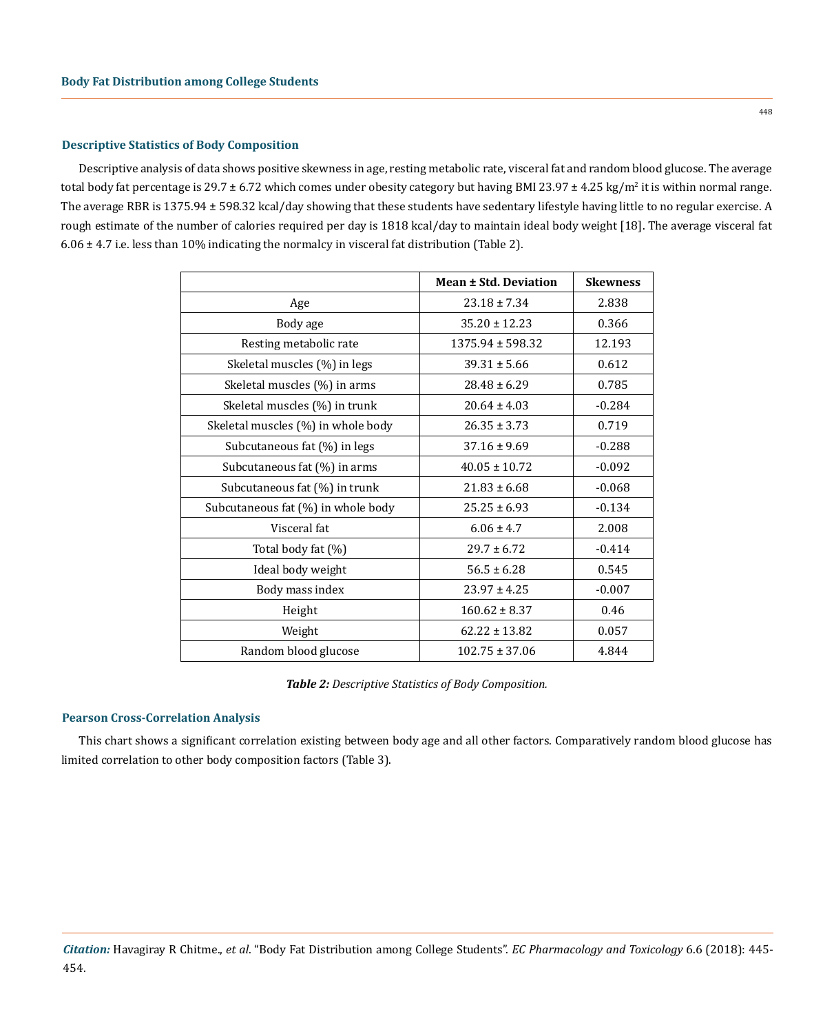### Descriptive Statistics of Body Composition

Descriptive analysis of data shows positive skewness in age, resting metabolic rate, visceral fat and random blood glucose. The average total body fat percentage is 29.7 ± 6.72 which comes under obesity category but having BMI 23.97 ± 4.25 kg/m$^2$ it is within normal range. The average RBR is 1375.94 ± 598.32 kcal/day showing that these students have sedentary lifestyle having little to no regular exercise. A rough estimate of the number of calories required per day is 1818 kcal/day to maintain ideal body weight [18]. The average visceral fat 6.06 ± 4.7 i.e. less than 10% indicating the normalcy in visceral fat distribution (Table 2).

| | Mean ± Std. Deviation | Skewness |
|---|---|---|
| Age | 23.18 ± 7.34 | 2.838 |
| Body age | 35.20 ± 12.23 | 0.366 |
| Resting metabolic rate | 1375.94 ± 598.32 | 12.193 |
| Skeletal muscles (%) in legs | 39.31 ± 5.66 | 0.612 |
| Skeletal muscles (%) in arms | 28.48 ± 6.29 | 0.785 |
| Skeletal muscles (%) in trunk | 20.64 ± 4.03 | -0.284 |
| Skeletal muscles (%) in whole body | 26.35 ± 3.73 | 0.719 |
| Subcutaneous fat (%) in legs | 37.16 ± 9.69 | -0.288 |
| Subcutaneous fat (%) in arms | 40.05 ± 10.72 | -0.092 |
| Subcutaneous fat (%) in trunk | 21.83 ± 6.68 | -0.068 |
| Subcutaneous fat (%) in whole body | 25.25 ± 6.93 | -0.134 |
| Visceral fat | 6.06 ± 4.7 | 2.008 |
| Total body fat (%) | 29.7 ± 6.72 | -0.414 |
| Ideal body weight | 56.5 ± 6.28 | 0.545 |
| Body mass index | 23.97 ± 4.25 | -0.007 |
| Height | 160.62 ± 8.37 | 0.46 |
| Weight | 62.22 ± 13.82 | 0.057 |
| Random blood glucose | 102.75 ± 37.06 | 4.844 |

***Table 2:*** *Descriptive Statistics of Body Composition.*

### Pearson Cross-Correlation Analysis

This chart shows a significant correlation existing between body age and all other factors. Comparatively random blood glucose has limited correlation to other body composition factors (Table 3).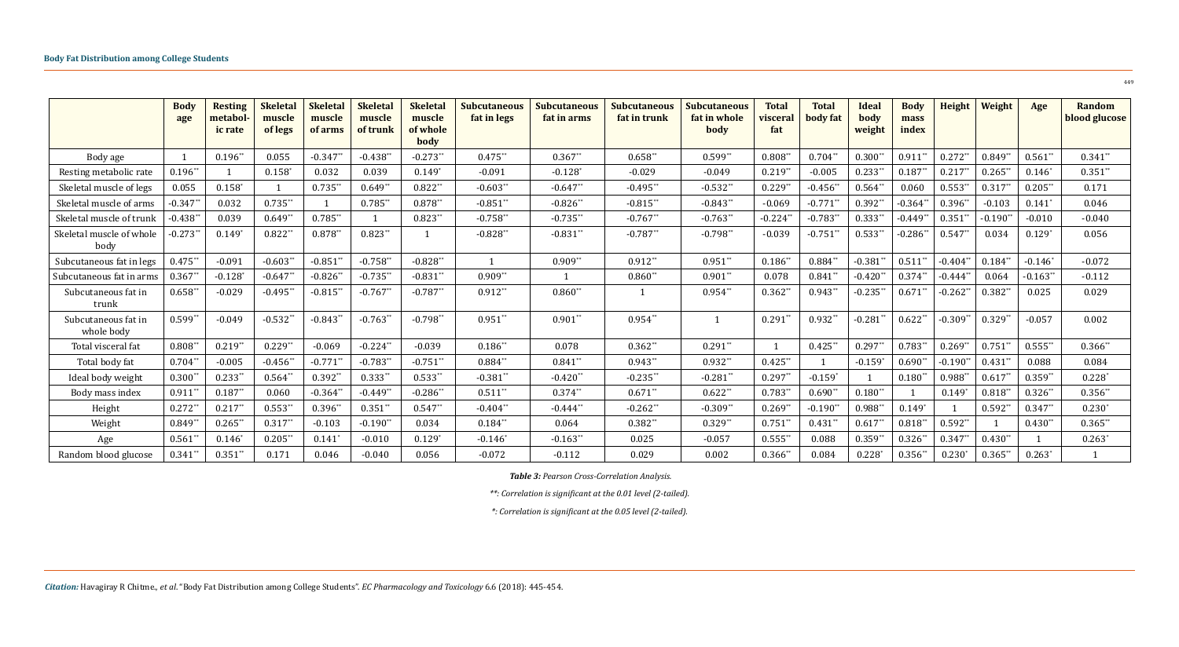| | Body age | Resting metabolic rate | Skeletal muscle of legs | Skeletal muscle of arms | Skeletal muscle of trunk | Skeletal muscle of whole body | Subcutaneous fat in legs | Subcutaneous fat in arms | Subcutaneous fat in trunk | Subcutaneous fat in whole body | Total visceral fat | Total body fat | Ideal body weight | Body mass index | Height | Weight | Age | Random blood glucose |
|---|---|---|---|---|---|---|---|---|---|---|---|---|---|---|---|---|---|---|
| Body age | 1 | 0.196** | 0.055 | -0.347** | -0.438** | -0.273** | 0.475** | 0.367** | 0.658** | 0.599** | 0.808** | 0.704** | 0.300** | 0.911** | 0.272** | 0.849** | 0.561** | 0.341** |
| Resting metabolic rate | 0.196** | 1 | 0.158* | 0.032 | 0.039 | 0.149* | -0.091 | -0.128* | -0.029 | -0.049 | 0.219** | -0.005 | 0.233** | 0.187** | 0.217** | 0.265** | 0.146* | 0.351** |
| Skeletal muscle of legs | 0.055 | 0.158* | 1 | 0.735** | 0.649** | 0.822** | -0.603** | -0.647** | -0.495** | -0.532** | 0.229** | -0.456** | 0.564** | 0.060 | 0.553** | 0.317** | 0.205** | 0.171 |
| Skeletal muscle of arms | -0.347** | 0.032 | 0.735** | 1 | 0.785** | 0.878** | -0.851** | -0.826** | -0.815** | -0.843** | -0.069 | -0.771** | 0.392** | -0.364** | 0.396** | -0.103 | 0.141* | 0.046 |
| Skeletal muscle of trunk | -0.438** | 0.039 | 0.649** | 0.785** | 1 | 0.823** | -0.758** | -0.735** | -0.767** | -0.763** | -0.224** | -0.783** | 0.333** | -0.449** | 0.351** | -0.190** | -0.010 | -0.040 |
| Skeletal muscle of whole body | -0.273** | 0.149* | 0.822** | 0.878** | 0.823** | 1 | -0.828** | -0.831** | -0.787** | -0.798** | -0.039 | -0.751** | 0.533** | -0.286** | 0.547** | 0.034 | 0.129* | 0.056 |
| Subcutaneous fat in legs | 0.475** | -0.091 | -0.603** | -0.851** | -0.758** | -0.828** | 1 | 0.909** | 0.912** | 0.951** | 0.186** | 0.884** | -0.381** | 0.511** | -0.404** | 0.184** | -0.146* | -0.072 |
| Subcutaneous fat in arms | 0.367** | -0.128* | -0.647** | -0.826** | -0.735** | -0.831** | 0.909** | 1 | 0.860** | 0.901** | 0.078 | 0.841** | -0.420** | 0.374** | -0.444** | 0.064 | -0.163** | -0.112 |
| Subcutaneous fat in trunk | 0.658** | -0.029 | -0.495** | -0.815** | -0.767** | -0.787** | 0.912** | 0.860** | 1 | 0.954** | 0.362** | 0.943** | -0.235** | 0.671** | -0.262** | 0.382** | 0.025 | 0.029 |
| Subcutaneous fat in whole body | 0.599** | -0.049 | -0.532** | -0.843** | -0.763** | -0.798** | 0.951** | 0.901** | 0.954** | 1 | 0.291** | 0.932** | -0.281** | 0.622** | -0.309** | 0.329** | -0.057 | 0.002 |
| Total visceral fat | 0.808** | 0.219** | 0.229** | -0.069 | -0.224** | -0.039 | 0.186** | 0.078 | 0.362** | 0.291** | 1 | 0.425** | 0.297** | 0.783** | 0.269** | 0.751** | 0.555** | 0.366** |
| Total body fat | 0.704** | -0.005 | -0.456** | -0.771** | -0.783** | -0.751** | 0.884** | 0.841** | 0.943** | 0.932** | 0.425** | 1 | -0.159* | 0.690** | -0.190** | 0.431** | 0.088 | 0.084 |
| Ideal body weight | 0.300** | 0.233** | 0.564** | 0.392** | 0.333** | 0.533** | -0.381** | -0.420** | -0.235** | -0.281** | 0.297** | -0.159* | 1 | 0.180** | 0.988** | 0.617** | 0.359** | 0.228* |
| Body mass index | 0.911** | 0.187** | 0.060 | -0.364** | -0.449** | -0.286** | 0.511** | 0.374** | 0.671** | 0.622** | 0.783** | 0.690** | 0.180** | 1 | 0.149* | 0.818** | 0.326** | 0.356** |
| Height | 0.272** | 0.217** | 0.553** | 0.396** | 0.351** | 0.547** | -0.404** | -0.444** | -0.262** | -0.309** | 0.269** | -0.190** | 0.988** | 0.149* | 1 | 0.592** | 0.347** | 0.230* |
| Weight | 0.849** | 0.265** | 0.317** | -0.103 | -0.190** | 0.034 | 0.184** | 0.064 | 0.382** | 0.329** | 0.751** | 0.431** | 0.617** | 0.818** | 0.592** | 1 | 0.430** | 0.365** |
| Age | 0.561** | 0.146* | 0.205** | 0.141* | -0.010 | 0.129* | -0.146* | -0.163** | 0.025 | -0.057 | 0.555** | 0.088 | 0.359** | 0.326** | 0.347** | 0.430** | 1 | 0.263* |
| Random blood glucose | 0.341** | 0.351** | 0.171 | 0.046 | -0.040 | 0.056 | -0.072 | -0.112 | 0.029 | 0.002 | 0.366** | 0.084 | 0.228* | 0.356** | 0.230* | 0.365** | 0.263* | 1 |

***Table 3:** Pearson Cross-Correlation Analysis.*

*\*\*: Correlation is significant at the 0.01 level (2-tailed).*

*\*: Correlation is significant at the 0.05 level (2-tailed).*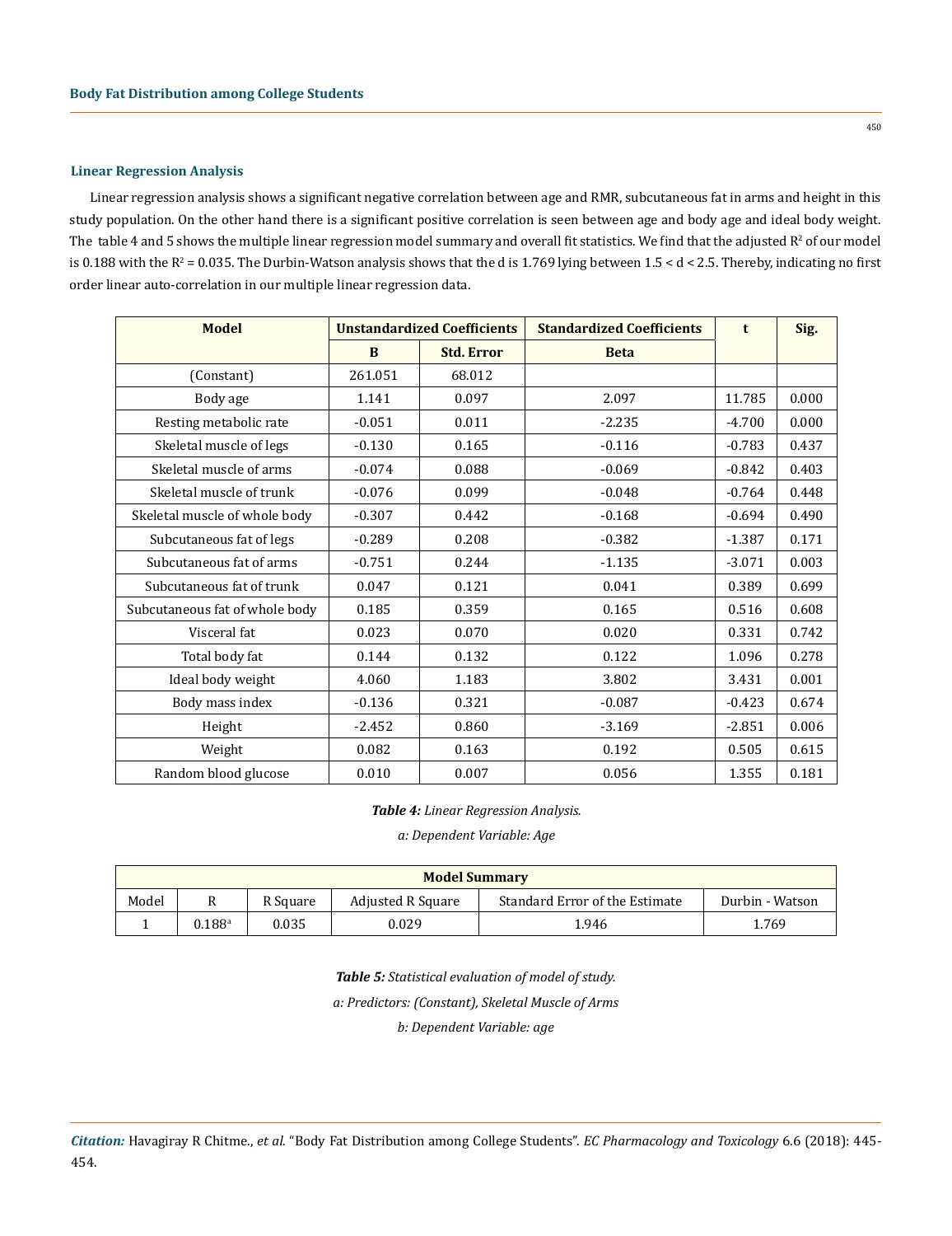### Linear Regression Analysis

Linear regression analysis shows a significant negative correlation between age and RMR, subcutaneous fat in arms and height in this study population. On the other hand there is a significant positive correlation is seen between age and body age and ideal body weight. The table 4 and 5 shows the multiple linear regression model summary and overall fit statistics. We find that the adjusted $R^2$ of our model is 0.188 with the $R^2 = 0.035$. The Durbin-Watson analysis shows that the d is 1.769 lying between $1.5 < d < 2.5$. Thereby, indicating no first order linear auto-correlation in our multiple linear regression data.

| Model | Unstandardized Coefficients | | Standardized Coefficients | t | Sig. |
|---|---|---|---|---|---|
| | B | Std. Error | Beta | | |
| (Constant) | 261.051 | 68.012 | | | |
| Body age | 1.141 | 0.097 | 2.097 | 11.785 | 0.000 |
| Resting metabolic rate | -0.051 | 0.011 | -2.235 | -4.700 | 0.000 |
| Skeletal muscle of legs | -0.130 | 0.165 | -0.116 | -0.783 | 0.437 |
| Skeletal muscle of arms | -0.074 | 0.088 | -0.069 | -0.842 | 0.403 |
| Skeletal muscle of trunk | -0.076 | 0.099 | -0.048 | -0.764 | 0.448 |
| Skeletal muscle of whole body | -0.307 | 0.442 | -0.168 | -0.694 | 0.490 |
| Subcutaneous fat of legs | -0.289 | 0.208 | -0.382 | -1.387 | 0.171 |
| Subcutaneous fat of arms | -0.751 | 0.244 | -1.135 | -3.071 | 0.003 |
| Subcutaneous fat of trunk | 0.047 | 0.121 | 0.041 | 0.389 | 0.699 |
| Subcutaneous fat of whole body | 0.185 | 0.359 | 0.165 | 0.516 | 0.608 |
| Visceral fat | 0.023 | 0.070 | 0.020 | 0.331 | 0.742 |
| Total body fat | 0.144 | 0.132 | 0.122 | 1.096 | 0.278 |
| Ideal body weight | 4.060 | 1.183 | 3.802 | 3.431 | 0.001 |
| Body mass index | -0.136 | 0.321 | -0.087 | -0.423 | 0.674 |
| Height | -2.452 | 0.860 | -3.169 | -2.851 | 0.006 |
| Weight | 0.082 | 0.163 | 0.192 | 0.505 | 0.615 |
| Random blood glucose | 0.010 | 0.007 | 0.056 | 1.355 | 0.181 |

***Table 4:*** *Linear Regression Analysis.*

*a: Dependent Variable: Age*

| Model Summary | | | | | |
|---|---|---|---|---|---|
| Model | R | R Square | Adjusted R Square | Standard Error of the Estimate | Durbin - Watson |
| 1 | 0.188[a] | 0.035 | 0.029 | 1.946 | 1.769 |

***Table 5:*** *Statistical evaluation of model of study.*

*a: Predictors: (Constant), Skeletal Muscle of Arms*

*b: Dependent Variable: age*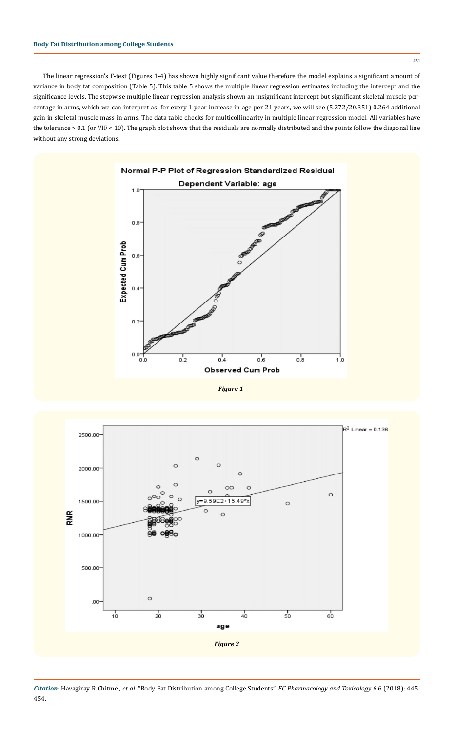The linear regression's F-test (Figures 1-4) has shown highly significant value therefore the model explains a significant amount of variance in body fat composition (Table 5). This table 5 shows the multiple linear regression estimates including the intercept and the significance levels. The stepwise multiple linear regression analysis shown an insignificant intercept but significant skeletal muscle percentage in arms, which we can interpret as: for every 1-year increase in age per 21 years, we will see (5.372/20.351) 0.264 additional gain in skeletal muscle mass in arms. The data table checks for multicollinearity in multiple linear regression model. All variables have the tolerance > 0.1 (or VIF < 10). The graph plot shows that the residuals are normally distributed and the points follow the diagonal line without any strong deviations.

***Figure 1***

***Figure 2***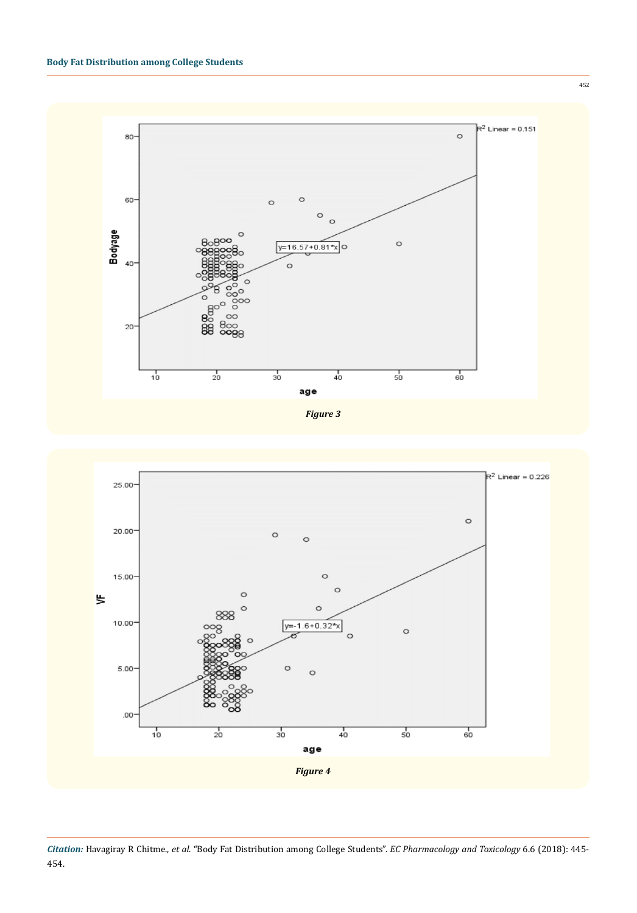*Figure 3*

*Figure 4*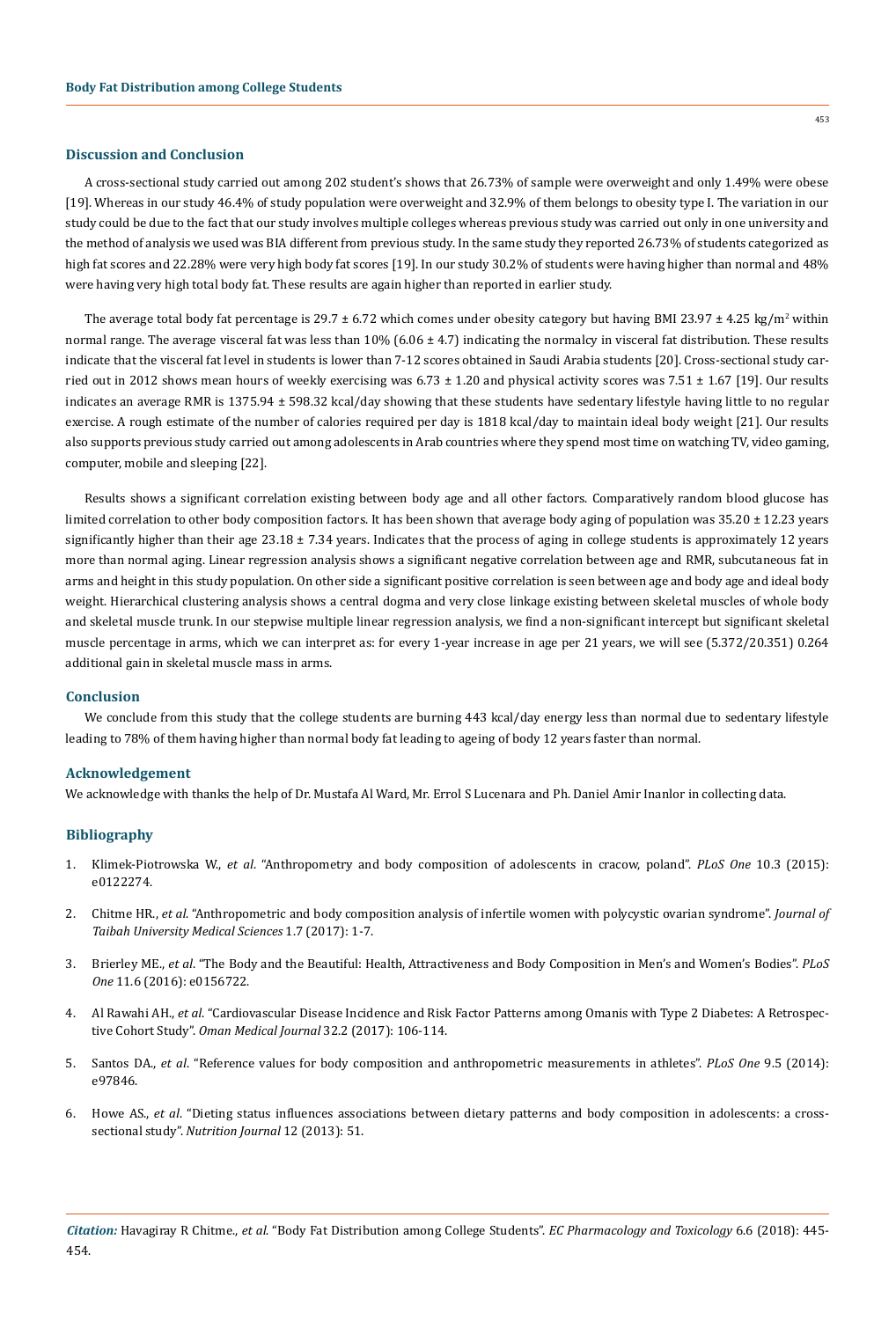## Discussion and Conclusion

A cross-sectional study carried out among 202 student's shows that 26.73% of sample were overweight and only 1.49% were obese [19]. Whereas in our study 46.4% of study population were overweight and 32.9% of them belongs to obesity type I. The variation in our study could be due to the fact that our study involves multiple colleges whereas previous study was carried out only in one university and the method of analysis we used was BIA different from previous study. In the same study they reported 26.73% of students categorized as high fat scores and 22.28% were very high body fat scores [19]. In our study 30.2% of students were having higher than normal and 48% were having very high total body fat. These results are again higher than reported in earlier study.

The average total body fat percentage is 29.7 ± 6.72 which comes under obesity category but having BMI 23.97 ± 4.25 kg/$m^2$ within normal range. The average visceral fat was less than 10% (6.06 ± 4.7) indicating the normalcy in visceral fat distribution. These results indicate that the visceral fat level in students is lower than 7-12 scores obtained in Saudi Arabia students [20]. Cross-sectional study carried out in 2012 shows mean hours of weekly exercising was 6.73 ± 1.20 and physical activity scores was 7.51 ± 1.67 [19]. Our results indicates an average RMR is 1375.94 ± 598.32 kcal/day showing that these students have sedentary lifestyle having little to no regular exercise. A rough estimate of the number of calories required per day is 1818 kcal/day to maintain ideal body weight [21]. Our results also supports previous study carried out among adolescents in Arab countries where they spend most time on watching TV, video gaming, computer, mobile and sleeping [22].

Results shows a significant correlation existing between body age and all other factors. Comparatively random blood glucose has limited correlation to other body composition factors. It has been shown that average body aging of population was 35.20 ± 12.23 years significantly higher than their age 23.18 ± 7.34 years. Indicates that the process of aging in college students is approximately 12 years more than normal aging. Linear regression analysis shows a significant negative correlation between age and RMR, subcutaneous fat in arms and height in this study population. On other side a significant positive correlation is seen between age and body age and ideal body weight. Hierarchical clustering analysis shows a central dogma and very close linkage existing between skeletal muscles of whole body and skeletal muscle trunk. In our stepwise multiple linear regression analysis, we find a non-significant intercept but significant skeletal muscle percentage in arms, which we can interpret as: for every 1-year increase in age per 21 years, we will see (5.372/20.351) 0.264 additional gain in skeletal muscle mass in arms.

## Conclusion

We conclude from this study that the college students are burning 443 kcal/day energy less than normal due to sedentary lifestyle leading to 78% of them having higher than normal body fat leading to ageing of body 12 years faster than normal.

## Acknowledgement

We acknowledge with thanks the help of Dr. Mustafa Al Ward, Mr. Errol S Lucenara and Ph. Daniel Amir Inanlor in collecting data.

## Bibliography

1. Klimek-Piotrowska W., *et al*. "Anthropometry and body composition of adolescents in cracow, poland". *PLoS One* 10.3 (2015): e0122274.
2. Chitme HR., *et al*. "Anthropometric and body composition analysis of infertile women with polycystic ovarian syndrome". *Journal of Taibah University Medical Sciences* 1.7 (2017): 1-7.
3. Brierley ME., *et al*. "The Body and the Beautiful: Health, Attractiveness and Body Composition in Men's and Women's Bodies". *PLoS One* 11.6 (2016): e0156722.
4. Al Rawahi AH., *et al*. "Cardiovascular Disease Incidence and Risk Factor Patterns among Omanis with Type 2 Diabetes: A Retrospective Cohort Study". *Oman Medical Journal* 32.2 (2017): 106-114.
5. Santos DA., *et al*. "Reference values for body composition and anthropometric measurements in athletes". *PLoS One* 9.5 (2014): e97846.
6. Howe AS., *et al*. "Dieting status influences associations between dietary patterns and body composition in adolescents: a cross-sectional study". *Nutrition Journal* 12 (2013): 51.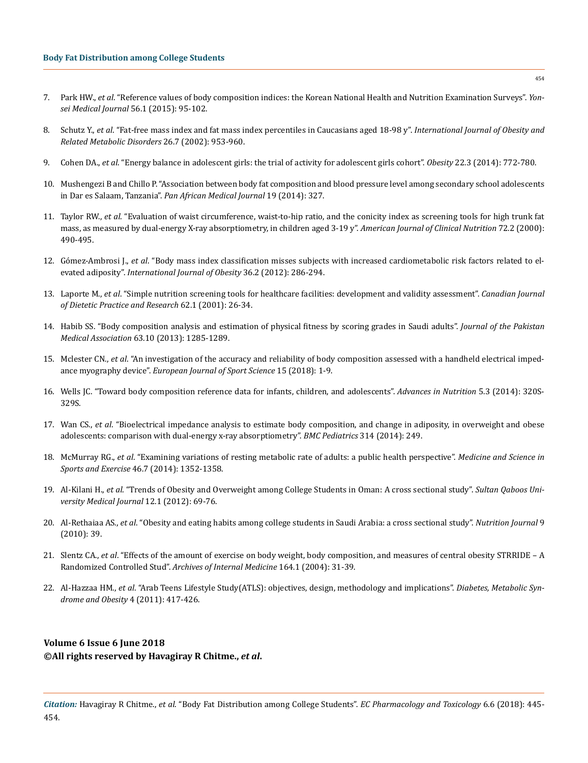7. Park HW., *et al*. "Reference values of body composition indices: the Korean National Health and Nutrition Examination Surveys". *Yonsei Medical Journal* 56.1 (2015): 95-102.

8. Schutz Y., *et al*. "Fat-free mass index and fat mass index percentiles in Caucasians aged 18-98 y". *International Journal of Obesity and Related Metabolic Disorders* 26.7 (2002): 953-960.

9. Cohen DA., *et al*. "Energy balance in adolescent girls: the trial of activity for adolescent girls cohort". *Obesity* 22.3 (2014): 772-780.

10. Mushengezi B and Chillo P. "Association between body fat composition and blood pressure level among secondary school adolescents in Dar es Salaam, Tanzania". *Pan African Medical Journal* 19 (2014): 327.

11. Taylor RW., *et al*. "Evaluation of waist circumference, waist-to-hip ratio, and the conicity index as screening tools for high trunk fat mass, as measured by dual-energy X-ray absorptiometry, in children aged 3-19 y". *American Journal of Clinical Nutrition* 72.2 (2000): 490-495.

12. Gómez-Ambrosi J., *et al*. "Body mass index classification misses subjects with increased cardiometabolic risk factors related to elevated adiposity". *International Journal of Obesity* 36.2 (2012): 286-294.

13. Laporte M., *et al*. "Simple nutrition screening tools for healthcare facilities: development and validity assessment". *Canadian Journal of Dietetic Practice and Research* 62.1 (2001): 26-34.

14. Habib SS. "Body composition analysis and estimation of physical fitness by scoring grades in Saudi adults". *Journal of the Pakistan Medical Association* 63.10 (2013): 1285-1289.

15. Mclester CN., *et al*. "An investigation of the accuracy and reliability of body composition assessed with a handheld electrical impedance myography device". *European Journal of Sport Science* 15 (2018): 1-9.

16. Wells JC. "Toward body composition reference data for infants, children, and adolescents". *Advances in Nutrition* 5.3 (2014): 320S-329S.

17. Wan CS., *et al*. "Bioelectrical impedance analysis to estimate body composition, and change in adiposity, in overweight and obese adolescents: comparison with dual-energy x-ray absorptiometry". *BMC Pediatrics* 314 (2014): 249.

18. McMurray RG., *et al*. "Examining variations of resting metabolic rate of adults: a public health perspective". *Medicine and Science in Sports and Exercise* 46.7 (2014): 1352-1358.

19. Al-Kilani H., *et al*. "Trends of Obesity and Overweight among College Students in Oman: A cross sectional study". *Sultan Qaboos University Medical Journal* 12.1 (2012): 69-76.

20. Al-Rethaiaa AS., *et al*. "Obesity and eating habits among college students in Saudi Arabia: a cross sectional study". *Nutrition Journal* 9 (2010): 39.

21. Slentz CA., *et al*. "Effects of the amount of exercise on body weight, body composition, and measures of central obesity STRRIDE – A Randomized Controlled Stud". *Archives of Internal Medicine* 164.1 (2004): 31-39.

22. Al-Hazzaa HM., *et al*. "Arab Teens Lifestyle Study(ATLS): objectives, design, methodology and implications". *Diabetes, Metabolic Syndrome and Obesity* 4 (2011): 417-426.

**Volume 6 Issue 6 June 2018**
**©All rights reserved by Havagiray R Chitme., *et al*.**